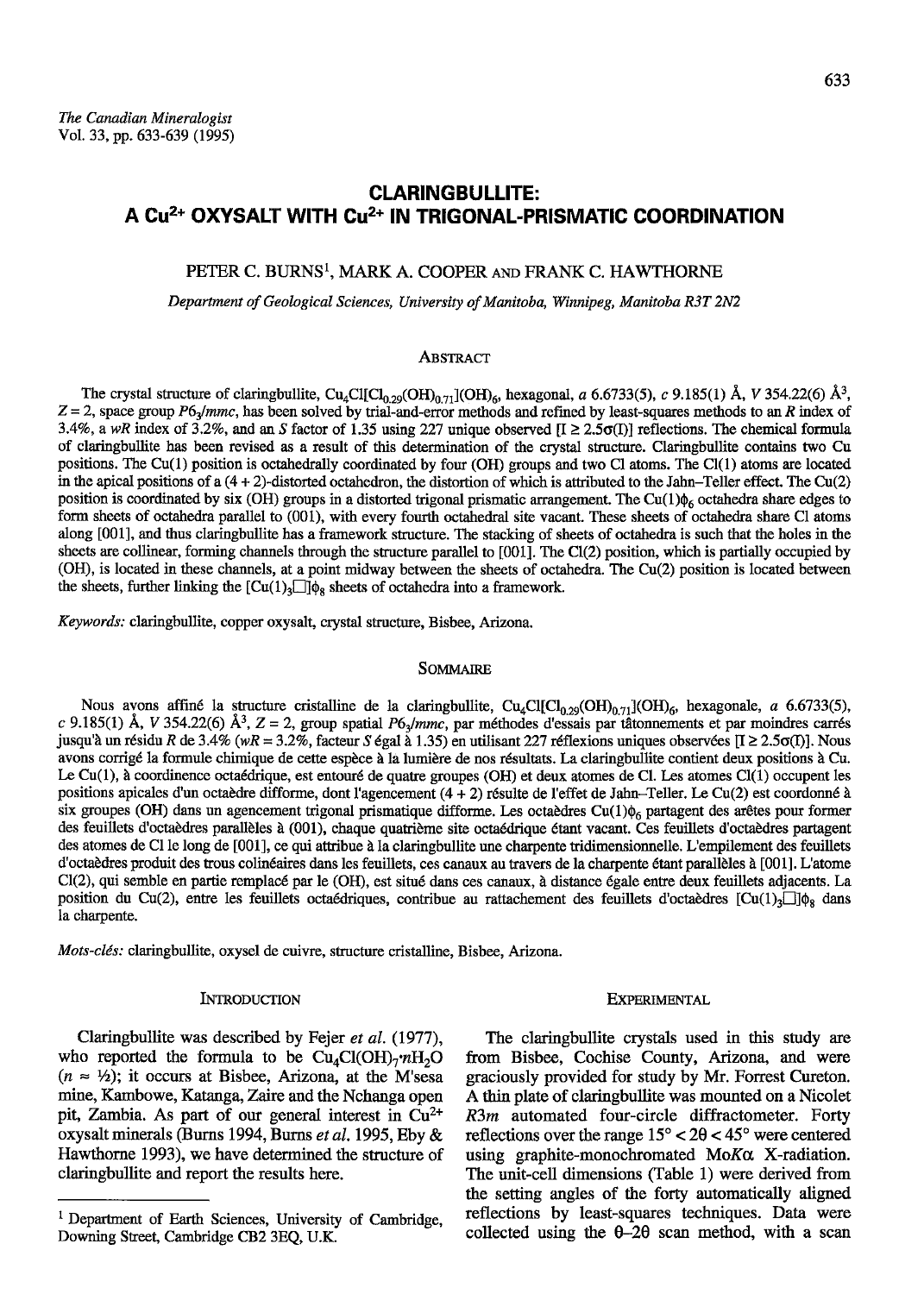*The Canadian Mineralogist*
Vol. 33, pp. 633-639 (1995)

# CLARINGBULLITE: A $Cu^{2+}$ OXYSALT WITH $Cu^{2+}$ IN TRIGONAL-PRISMATIC COORDINATION

PETER C. BURNS[1], MARK A. COOPER AND FRANK C. HAWTHORNE

*Department of Geological Sciences, University of Manitoba, Winnipeg, Manitoba R3T 2N2*

## ABSTRACT

The crystal structure of claringbullite, $Cu_4Cl[Cl_{0.29}(OH)_{0.71}](OH)_6$, hexagonal, *a* 6.6733(5), *c* 9.185(1) Å, *V* 354.22(6) Å$^3$, *Z* = 2, space group $P6_3/mmc$, has been solved by trial-and-error methods and refined by least-squares methods to an *R* index of 3.4%, a *wR* index of 3.2%, and an *S* factor of 1.35 using 227 unique observed [I ≥ 2.5σ(I)] reflections. The chemical formula of claringbullite has been revised as a result of this determination of the crystal structure. Claringbullite contains two Cu positions. The Cu(1) position is octahedrally coordinated by four (OH) groups and two Cl atoms. The Cl(1) atoms are located in the apical positions of a (4 + 2)-distorted octahedron, the distortion of which is attributed to the Jahn–Teller effect. The Cu(2) position is coordinated by six (OH) groups in a distorted trigonal prismatic arrangement. The $Cu(1)\phi_6$ octahedra share edges to form sheets of octahedra parallel to (001), with every fourth octahedral site vacant. These sheets of octahedra share Cl atoms along [001], and thus claringbullite has a framework structure. The stacking of sheets of octahedra is such that the holes in the sheets are collinear, forming channels through the structure parallel to [001]. The Cl(2) position, which is partially occupied by (OH), is located in these channels, at a point midway between the sheets of octahedra. The Cu(2) position is located between the sheets, further linking the $[Cu(1)_3\square]\phi_8$ sheets of octahedra into a framework.

*Keywords:* claringbullite, copper oxysalt, crystal structure, Bisbee, Arizona.

## SOMMAIRE

Nous avons affiné la structure cristalline de la claringbullite, $Cu_4Cl[Cl_{0.29}(OH)_{0.71}](OH)_6$, hexagonale, *a* 6.6733(5), *c* 9.185(1) Å, *V* 354.22(6) Å$^3$, *Z* = 2, group spatial $P6_3/mmc$, par méthodes d'essais par tâtonnements et par moindres carrés jusqu'à un résidu *R* de 3.4% (*wR* = 3.2%, facteur *S* égal à 1.35) en utilisant 227 réflexions uniques observées [I ≥ 2.5σ(I)]. Nous avons corrigé la formule chimique de cette espèce à la lumière de nos résultats. La claringbullite contient deux positions à Cu. Le Cu(1), à coordinence octaédrique, est entouré de quatre groupes (OH) et deux atomes de Cl. Les atomes Cl(1) occupent les positions apicales d'un octaèdre difforme, dont l'agencement (4 + 2) résulte de l'effet de Jahn–Teller. Le Cu(2) est coordonné à six groupes (OH) dans un agencement trigonal prismatique difforme. Les octaèdres $Cu(1)\phi_6$ partagent des arêtes pour former des feuillets d'octaèdres parallèles à (001), chaque quatrième site octaédrique étant vacant. Ces feuillets d'octaèdres partagent des atomes de Cl le long de [001], ce qui attribue à la claringbullite une charpente tridimensionnelle. L'empilement des feuillets d'octaèdres produit des trous colinéaires dans les feuillets, ces canaux au travers de la charpente étant parallèles à [001]. L'atome Cl(2), qui semble en partie remplacé par le (OH), est situé dans ces canaux, à distance égale entre deux feuillets adjacents. La position du Cu(2), entre les feuillets octaédriques, contribue au rattachement des feuillets d'octaèdres $[Cu(1)_3\square]\phi_8$ dans la charpente.

*Mots-clés:* claringbullite, oxysel de cuivre, structure cristalline, Bisbee, Arizona.

## INTRODUCTION

Claringbullite was described by Fejer *et al.* (1977), who reported the formula to be $Cu_4Cl(OH)_7 \cdot nH_2O$ ($n \approx \frac{1}{2}$); it occurs at Bisbee, Arizona, at the M'sesa mine, Kambowe, Katanga, Zaire and the Nchanga open pit, Zambia. As part of our general interest in $Cu^{2+}$ oxysalt minerals (Burns 1994, Burns *et al.* 1995, Eby & Hawthorne 1993), we have determined the structure of claringbullite and report the results here.

## EXPERIMENTAL

The claringbullite crystals used in this study are from Bisbee, Cochise County, Arizona, and were graciously provided for study by Mr. Forrest Cureton. A thin plate of claringbullite was mounted on a Nicolet $R3m$ automated four-circle diffractometer. Forty reflections over the range 15° < 2θ < 45° were centered using graphite-monochromated Mo*K*α X-radiation. The unit-cell dimensions (Table 1) were derived from the setting angles of the forty automatically aligned reflections by least-squares techniques. Data were collected using the θ–2θ scan method, with a scan

[1] Department of Earth Sciences, University of Cambridge, Downing Street, Cambridge CB2 3EQ, U.K.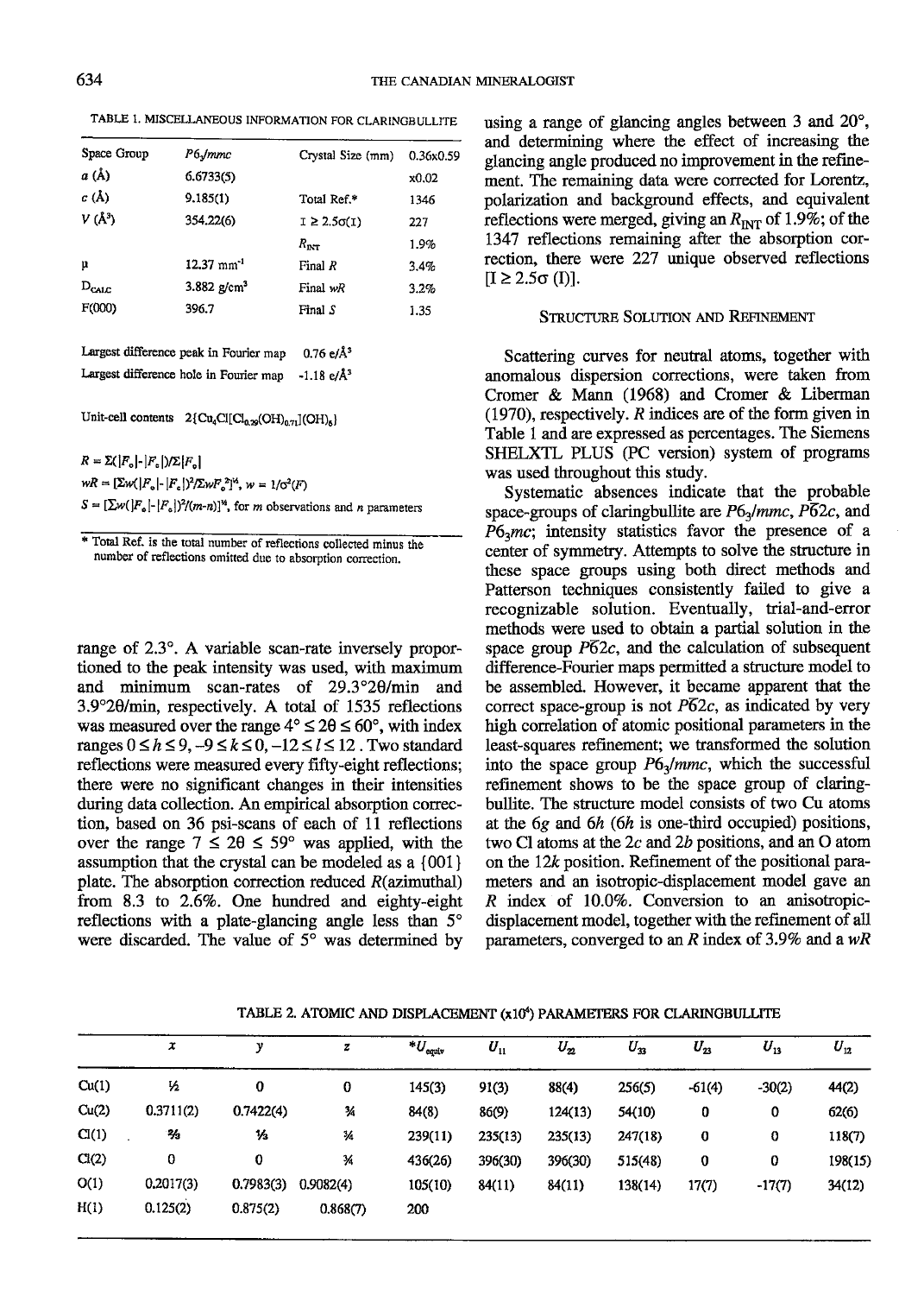TABLE 1. MISCELLANEOUS INFORMATION FOR CLARINGBULLITE

| | | | |
|---|---|---|---|
| Space Group | $P6_3/mmc$ | Crystal Size (mm) | 0.36x0.59 x0.02 |
| $a$ (Å) | 6.6733(5) | | |
| $c$ (Å) | 9.185(1) | Total Ref.* | 1346 |
| $V$ (Å$^3$) | 354.22(6) | $I \geq 2.5\sigma(I)$ | 227 |
| | | $R_{INT}$ | 1.9% |
| µ | 12.37 mm$^{-1}$ | Final $R$ | 3.4% |
| $D_{CALC}$ | 3.882 g/cm$^3$ | Final $wR$ | 3.2% |
| F(000) | 396.7 | Final $S$ | 1.35 |

Largest difference peak in Fourier map 0.76 e/Å$^3$

Largest difference hole in Fourier map -1.18 e/Å$^3$

Unit-cell contents $2\{Cu_4Cl[Cl_{0.29}(OH)_{0.71}](OH)_6\}$

$R = \Sigma(|F_o|-|F_c|)/\Sigma|F_o|$

$wR = [\Sigma w(|F_o|-|F_c|)^2/\Sigma wF_o^2]^{½}$, $w = 1/\sigma^2(F)$

$S = [\Sigma w(|F_o|-|F_c|)^2/(m-n)]^{½}$, for $m$ observations and $n$ parameters

\* Total Ref. is the total number of reflections collected minus the number of reflections omitted due to absorption correction.

range of 2.3°. A variable scan-rate inversely proportioned to the peak intensity was used, with maximum and minimum scan-rates of 29.3°2θ/min and 3.9°2θ/min, respectively. A total of 1535 reflections was measured over the range 4° ≤ 2θ ≤ 60°, with index ranges $0 \leq h \leq 9, -9 \leq k \leq 0, -12 \leq l \leq 12$. Two standard reflections were measured every fifty-eight reflections; there were no significant changes in their intensities during data collection. An empirical absorption correction, based on 36 psi-scans of each of 11 reflections over the range 7 ≤ 2θ ≤ 59° was applied, with the assumption that the crystal can be modeled as a {001} plate. The absorption correction reduced $R$(azimuthal) from 8.3 to 2.6%. One hundred and eighty-eight reflections with a plate-glancing angle less than 5° were discarded. The value of 5° was determined by using a range of glancing angles between 3 and 20°, and determining where the effect of increasing the glancing angle produced no improvement in the refinement. The remaining data were corrected for Lorentz, polarization and background effects, and equivalent reflections were merged, giving an $R_{INT}$ of 1.9%; of the 1347 reflections remaining after the absorption correction, there were 227 unique observed reflections [$I \geq 2.5\sigma$ (I)].

## Structure Solution and Refinement

Scattering curves for neutral atoms, together with anomalous dispersion corrections, were taken from Cromer & Mann (1968) and Cromer & Liberman (1970), respectively. $R$ indices are of the form given in Table 1 and are expressed as percentages. The Siemens SHELXTL PLUS (PC version) system of programs was used throughout this study.

Systematic absences indicate that the probable space-groups of claringbullite are $P6_3/mmc$, $P\bar{6}2c$, and $P6_3mc$; intensity statistics favor the presence of a center of symmetry. Attempts to solve the structure in these space groups using both direct methods and Patterson techniques consistently failed to give a recognizable solution. Eventually, trial-and-error methods were used to obtain a partial solution in the space group $P\bar{6}2c$, and the calculation of subsequent difference-Fourier maps permitted a structure model to be assembled. However, it became apparent that the correct space-group is not $P\bar{6}2c$, as indicated by very high correlation of atomic positional parameters in the least-squares refinement; we transformed the solution into the space group $P6_3/mmc$, which the successful refinement shows to be the space group of claringbullite. The structure model consists of two Cu atoms at the $6g$ and $6h$ ($6h$ is one-third occupied) positions, two Cl atoms at the $2c$ and $2b$ positions, and an O atom on the $12k$ position. Refinement of the positional parameters and an isotropic-displacement model gave an $R$ index of 10.0%. Conversion to an anisotropic-displacement model, together with the refinement of all parameters, converged to an $R$ index of 3.9% and a $wR$

TABLE 2. ATOMIC AND DISPLACEMENT (x10$^4$) PARAMETERS FOR CLARINGBULLITE

| | $x$ | $y$ | $z$ | *$U_{equiv}$ | $U_{11}$ | $U_{22}$ | $U_{33}$ | $U_{23}$ | $U_{13}$ | $U_{12}$ |
|---|---|---|---|---|---|---|---|---|---|---|
| Cu(1) | ½ | 0 | 0 | 145(3) | 91(3) | 88(4) | 256(5) | -61(4) | -30(2) | 44(2) |
| Cu(2) | 0.3711(2) | 0.7422(4) | ¼ | 84(8) | 86(9) | 124(13) | 54(10) | 0 | 0 | 62(6) |
| Cl(1) | ⅔ | ⅓ | ¼ | 239(11) | 235(13) | 235(13) | 247(18) | 0 | 0 | 118(7) |
| Cl(2) | 0 | 0 | ¾ | 436(26) | 396(30) | 396(30) | 515(48) | 0 | 0 | 198(15) |
| O(1) | 0.2017(3) | 0.7983(3) | 0.9082(4) | 105(10) | 84(11) | 84(11) | 138(14) | 17(7) | -17(7) | 34(12) |
| H(1) | 0.125(2) | 0.875(2) | 0.868(7) | 200 | | | | | | |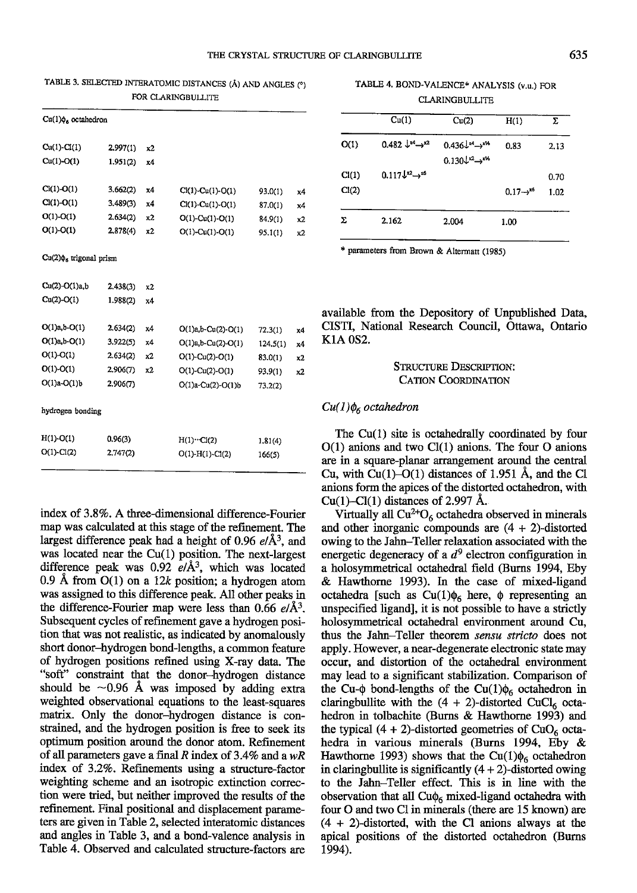TABLE 3. SELECTED INTERATOMIC DISTANCES (Å) AND ANGLES (°) FOR CLARINGBULLITE

| $Cu(1)\phi_6$ octahedron | | | | | |
|---|---|---|---|---|---|
| Cu(1)-Cl(1) | 2.997(1) | x2 | | | |
| Cu(1)-O(1) | 1.951(2) | x4 | | | |
| Cl(1)-O(1) | 3.662(2) | x4 | Cl(1)-Cu(1)-O(1) | 93.0(1) | x4 |
| Cl(1)-O(1) | 3.489(3) | x4 | Cl(1)-Cu(1)-O(1) | 87.0(1) | x4 |
| O(1)-O(1) | 2.634(2) | x2 | O(1)-Cu(1)-O(1) | 84.9(1) | x2 |
| O(1)-O(1) | 2.878(4) | x2 | O(1)-Cu(1)-O(1) | 95.1(1) | x2 |
| **$Cu(2)\phi_6$ trigonal prism** | | | | | |
| Cu(2)-O(1)a,b | 2.438(3) | x2 | | | |
| Cu(2)-O(1) | 1.988(2) | x4 | | | |
| O(1)a,b-O(1) | 2.634(2) | x4 | O(1)a,b-Cu(2)-O(1) | 72.3(1) | x4 |
| O(1)a,b-O(1) | 3.922(5) | x4 | O(1)a,b-Cu(2)-O(1) | 124.5(1) | x4 |
| O(1)-O(1) | 2.634(2) | x2 | O(1)-Cu(2)-O(1) | 83.0(1) | x2 |
| O(1)-O(1) | 2.906(7) | x2 | O(1)-Cu(2)-O(1) | 93.9(1) | x2 |
| O(1)a-O(1)b | 2.906(7) | | O(1)a-Cu(2)-O(1)b | 73.2(2) | |
| **hydrogen bonding** | | | | | |
| H(1)-O(1) | 0.96(3) | | H(1)···Cl(2) | 1.81(4) | |
| O(1)-Cl(2) | 2.747(2) | | O(1)-H(1)-Cl(2) | 166(5) | |

index of 3.8%. A three-dimensional difference-Fourier map was calculated at this stage of the refinement. The largest difference peak had a height of 0.96 $e/Å^3$, and was located near the Cu(1) position. The next-largest difference peak was 0.92 $e/Å^3$, which was located 0.9 Å from O(1) on a $12k$ position; a hydrogen atom was assigned to this difference peak. All other peaks in the difference-Fourier map were less than 0.66 $e/Å^3$. Subsequent cycles of refinement gave a hydrogen position that was not realistic, as indicated by anomalously short donor–hydrogen bond-lengths, a common feature of hydrogen positions refined using X-ray data. The "soft" constraint that the donor–hydrogen distance should be ~0.96 Å was imposed by adding extra weighted observational equations to the least-squares matrix. Only the donor–hydrogen distance is constrained, and the hydrogen position is free to seek its optimum position around the donor atom. Refinement of all parameters gave a final $R$ index of 3.4% and a $wR$ index of 3.2%. Refinements using a structure-factor weighting scheme and an isotropic extinction correction were tried, but neither improved the results of the refinement. Final positional and displacement parameters are given in Table 2, selected interatomic distances and angles in Table 3, and a bond-valence analysis in Table 4. Observed and calculated structure-factors are available from the Depository of Unpublished Data, CISTI, National Research Council, Ottawa, Ontario K1A 0S2.

TABLE 4. BOND-VALENCE* ANALYSIS (v.u.) FOR CLARINGBULLITE

| | Cu(1) | Cu(2) | H(1) | Σ |
|---|---|---|---|---|
| O(1) | 0.482 ↓$^{x4}$→$^{x2}$ | 0.436↓$^{x4}$→$^{x¼}$ 0.130↓$^{x2}$→$^{x¼}$ | 0.83 | 2.13 |
| Cl(1) | 0.117↓$^{x2}$→$^{x6}$ | | | 0.70 |
| Cl(2) | | | 0.17→$^{x6}$ | 1.02 |
| Σ | 2.162 | 2.004 | 1.00 | |

\* parameters from Brown & Altermatt (1985)

## STRUCTURE DESCRIPTION: CATION COORDINATION

### *$Cu(1)\phi_6$ octahedron*

The Cu(1) site is octahedrally coordinated by four O(1) anions and two Cl(1) anions. The four O anions are in a square-planar arrangement around the central Cu, with Cu(1)–O(1) distances of 1.951 Å, and the Cl anions form the apices of the distorted octahedron, with Cu(1)–Cl(1) distances of 2.997 Å.

Virtually all $Cu^{2+}O_6$ octahedra observed in minerals and other inorganic compounds are (4 + 2)-distorted owing to the Jahn–Teller relaxation associated with the energetic degeneracy of a $d^9$ electron configuration in a holosymmetrical octahedral field (Burns 1994, Eby & Hawthorne 1993). In the case of mixed-ligand octahedra [such as $Cu(1)\phi_6$ here, $\phi$ representing an unspecified ligand], it is not possible to have a strictly holosymmetrical environment around Cu, thus the Jahn–Teller theorem *sensu stricto* does not apply. However, a near-degenerate electronic state may occur, and distortion of the octahedral environment may lead to a significant stabilization. Comparison of the Cu-$\phi$ bond-lengths of the $Cu(1)\phi_6$ octahedron in claringbullite with the (4 + 2)-distorted $CuCl_6$ octahedron in tolbachite (Burns & Hawthorne 1993) and the typical (4 + 2)-distorted geometries of $CuO_6$ octahedra in various minerals (Burns 1994, Eby & Hawthorne 1993) shows that the $Cu(1)\phi_6$ octahedron in claringbullite is significantly (4 + 2)-distorted owing to the Jahn–Teller effect. This is in line with the observation that all $Cu\phi_6$ mixed-ligand octahedra with four O and two Cl in minerals (there are 15 known) are (4 + 2)-distorted, with the Cl anions always at the apical positions of the distorted octahedron (Burns 1994).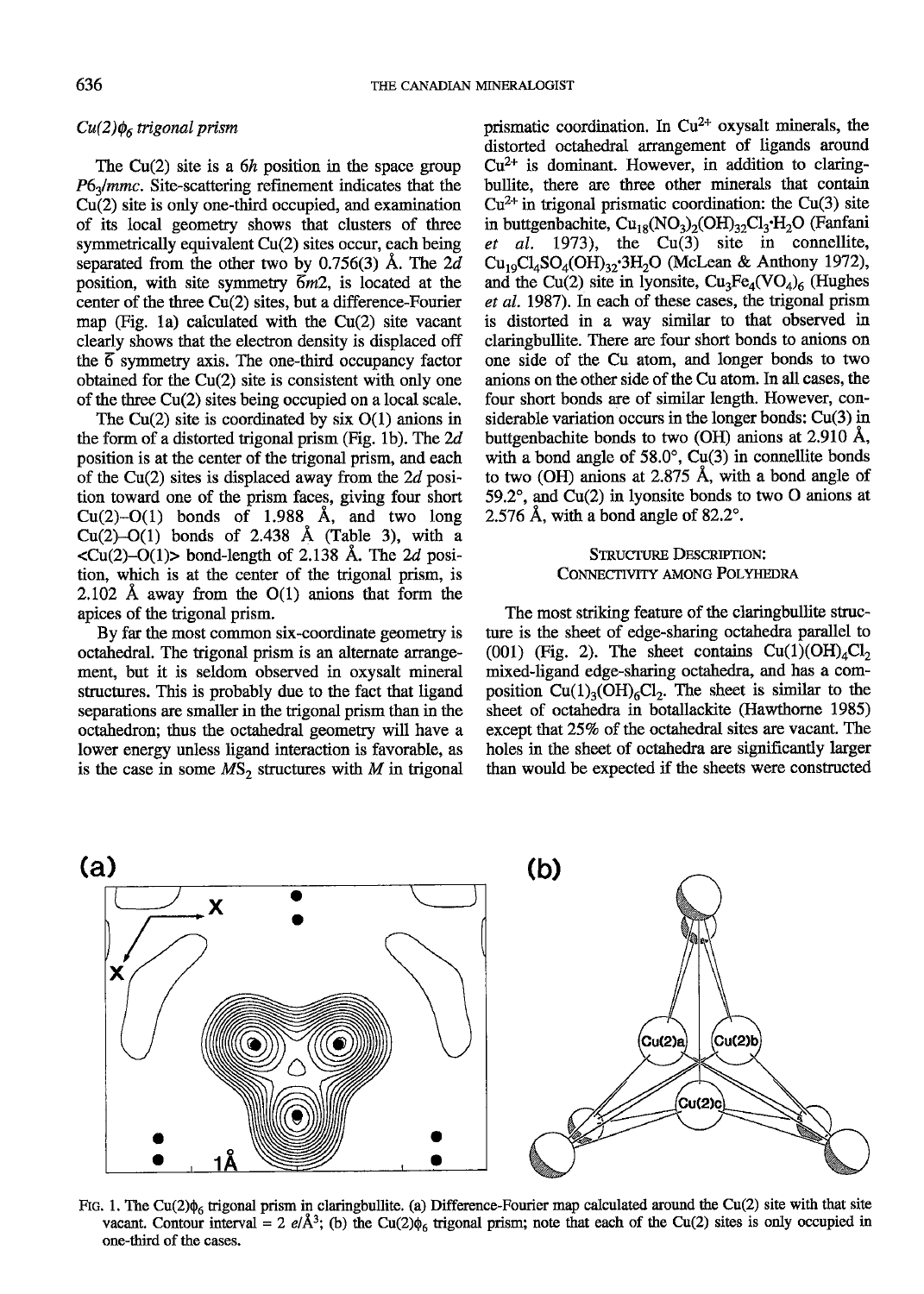### $Cu(2)\phi_6$ *trigonal prism*

The Cu(2) site is a $6h$ position in the space group $P6_3/mmc$. Site-scattering refinement indicates that the Cu(2) site is only one-third occupied, and examination of its local geometry shows that clusters of three symmetrically equivalent Cu(2) sites occur, each being separated from the other two by 0.756(3) Å. The $2d$ position, with site symmetry $\bar{6}m2$, is located at the center of the three Cu(2) sites, but a difference-Fourier map (Fig. 1a) calculated with the Cu(2) site vacant clearly shows that the electron density is displaced off the $\bar{6}$ symmetry axis. The one-third occupancy factor obtained for the Cu(2) site is consistent with only one of the three Cu(2) sites being occupied on a local scale.

The Cu(2) site is coordinated by six O(1) anions in the form of a distorted trigonal prism (Fig. 1b). The $2d$ position is at the center of the trigonal prism, and each of the Cu(2) sites is displaced away from the $2d$ position toward one of the prism faces, giving four short Cu(2)–O(1) bonds of 1.988 Å, and two long Cu(2)–O(1) bonds of 2.438 Å (Table 3), with a <Cu(2)–O(1)> bond-length of 2.138 Å. The $2d$ position, which is at the center of the trigonal prism, is 2.102 Å away from the O(1) anions that form the apices of the trigonal prism.

By far the most common six-coordinate geometry is octahedral. The trigonal prism is an alternate arrangement, but it is seldom observed in oxysalt mineral structures. This is probably due to the fact that ligand separations are smaller in the trigonal prism than in the octahedron; thus the octahedral geometry will have a lower energy unless ligand interaction is favorable, as is the case in some $MS_2$ structures with $M$ in trigonal prismatic coordination. In $Cu^{2+}$ oxysalt minerals, the distorted octahedral arrangement of ligands around $Cu^{2+}$ is dominant. However, in addition to claringbullite, there are three other minerals that contain $Cu^{2+}$ in trigonal prismatic coordination: the Cu(3) site in buttgenbachite, $Cu_{18}(NO_3)_2(OH)_{32}Cl_3{\cdot}H_2O$ (Fanfani *et al.* 1973), the Cu(3) site in connellite, $Cu_{19}Cl_4SO_4(OH)_{32}{\cdot}3H_2O$ (McLean & Anthony 1972), and the Cu(2) site in lyonsite, $Cu_3Fe_4(VO_4)_6$ (Hughes *et al.* 1987). In each of these cases, the trigonal prism is distorted in a way similar to that observed in claringbullite. There are four short bonds to anions on one side of the Cu atom, and longer bonds to two anions on the other side of the Cu atom. In all cases, the four short bonds are of similar length. However, considerable variation occurs in the longer bonds: Cu(3) in buttgenbachite bonds to two (OH) anions at 2.910 Å, with a bond angle of 58.0°, Cu(3) in connellite bonds to two (OH) anions at 2.875 Å, with a bond angle of 59.2°, and Cu(2) in lyonsite bonds to two O anions at 2.576 Å, with a bond angle of 82.2°.

## Structure Description: Connectivity Among Polyhedra

The most striking feature of the claringbullite structure is the sheet of edge-sharing octahedra parallel to (001) (Fig. 2). The sheet contains $Cu(1)(OH)_4Cl_2$ mixed-ligand edge-sharing octahedra, and has a composition $Cu(1)_3(OH)_6Cl_2$. The sheet is similar to the sheet of octahedra in botallackite (Hawthorne 1985) except that 25% of the octahedral sites are vacant. The holes in the sheet of octahedra are significantly larger than would be expected if the sheets were constructed

FIG. 1. The $Cu(2)\phi_6$ trigonal prism in claringbullite. (a) Difference-Fourier map calculated around the Cu(2) site with that site vacant. Contour interval = 2 $e/Å^3$; (b) the $Cu(2)\phi_6$ trigonal prism; note that each of the Cu(2) sites is only occupied in one-third of the cases.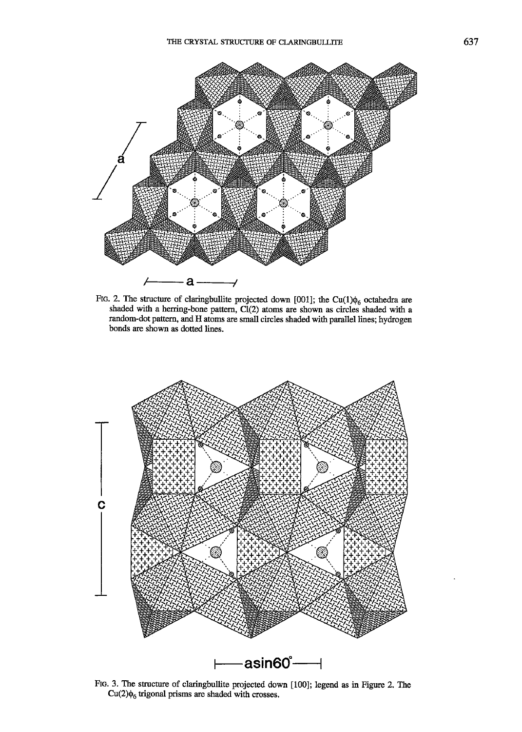FIG. 2. The structure of claringbullite projected down [001]; the Cu(1)$\phi_6$ octahedra are shaded with a herring-bone pattern, Cl(2) atoms are shown as circles shaded with a random-dot pattern, and H atoms are small circles shaded with parallel lines; hydrogen bonds are shown as dotted lines.

FIG. 3. The structure of claringbullite projected down [100]; legend as in Figure 2. The Cu(2)$\phi_6$ trigonal prisms are shaded with crosses.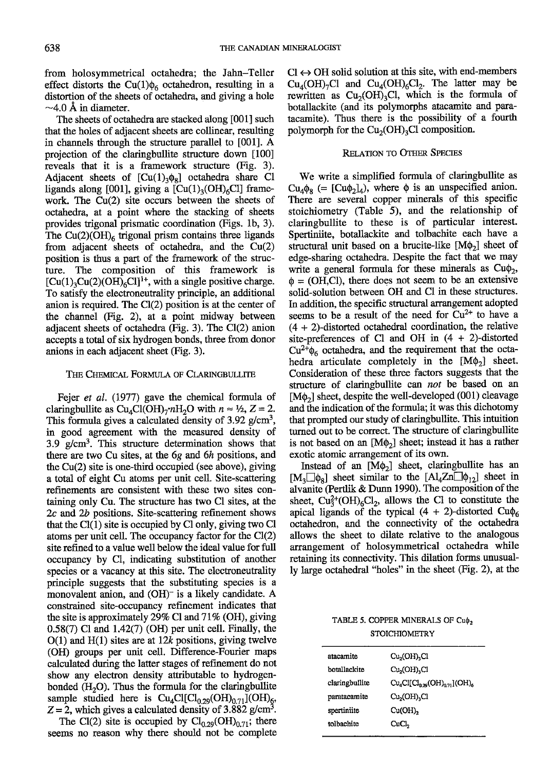from holosymmetrical octahedra; the Jahn–Teller effect distorts the $Cu(1)\phi_6$ octahedron, resulting in a distortion of the sheets of octahedra, and giving a hole ~4.0 Å in diameter.

The sheets of octahedra are stacked along [001] such that the holes of adjacent sheets are collinear, resulting in channels through the structure parallel to [001]. A projection of the claringbullite structure down [100] reveals that it is a framework structure (Fig. 3). Adjacent sheets of $[Cu(1)_3\phi_8]$ octahedra share Cl ligands along [001], giving a $[Cu(1)_3(OH)_6Cl]$ framework. The Cu(2) site occurs between the sheets of octahedra, at a point where the stacking of sheets provides trigonal prismatic coordination (Figs. 1b, 3). The $Cu(2)(OH)_6$ trigonal prism contains three ligands from adjacent sheets of octahedra, and the Cu(2) position is thus a part of the framework of the structure. The composition of this framework is $[Cu(1)_3Cu(2)(OH)_6Cl]^{1+}$, with a single positive charge. To satisfy the electroneutrality principle, an additional anion is required. The Cl(2) position is at the center of the channel (Fig. 2), at a point midway between adjacent sheets of octahedra (Fig. 3). The Cl(2) anion accepts a total of six hydrogen bonds, three from donor anions in each adjacent sheet (Fig. 3).

## The Chemical Formula of Claringbullite

Fejer *et al.* (1977) gave the chemical formula of claringbullite as $Cu_4Cl(OH)_7{\cdot}nH_2O$ with $n \approx \frac{1}{2}$, $Z = 2$. This formula gives a calculated density of 3.92 g/cm$^3$, in good agreement with the measured density of 3.9 g/cm$^3$. This structure determination shows that there are two Cu sites, at the $6g$ and $6h$ positions, and the Cu(2) site is one-third occupied (see above), giving a total of eight Cu atoms per unit cell. Site-scattering refinements are consistent with these two sites containing only Cu. The structure has two Cl sites, at the $2c$ and $2b$ positions. Site-scattering refinement shows that the Cl(1) site is occupied by Cl only, giving two Cl atoms per unit cell. The occupancy factor for the Cl(2) site refined to a value well below the ideal value for full occupancy by Cl, indicating substitution of another species or a vacancy at this site. The electroneutrality principle suggests that the substituting species is a monovalent anion, and $(OH)^-$ is a likely candidate. A constrained site-occupancy refinement indicates that the site is approximately 29% Cl and 71% (OH), giving 0.58(7) Cl and 1.42(7) (OH) per unit cell. Finally, the O(1) and H(1) sites are at $12k$ positions, giving twelve (OH) groups per unit cell. Difference-Fourier maps calculated during the latter stages of refinement do not show any electron density attributable to hydrogen-bonded $(H_2O)$. Thus the formula for the claringbullite sample studied here is $Cu_4Cl[Cl_{0.29}(OH)_{0.71}](OH)_6$, $Z = 2$, which gives a calculated density of 3.882 g/cm$^3$.

The Cl(2) site is occupied by $Cl_{0.29}(OH)_{0.71}$; there seems no reason why there should not be complete $Cl \leftrightarrow OH$ solid solution at this site, with end-members $Cu_4(OH)_7Cl$ and $Cu_4(OH)_6Cl_2$. The latter may be rewritten as $Cu_2(OH)_3Cl$, which is the formula of botallackite (and its polymorphs atacamite and paratacamite). Thus there is the possibility of a fourth polymorph for the $Cu_2(OH)_3Cl$ composition.

## Relation to Other Species

We write a simplified formula of claringbullite as $Cu_4\phi_8$ (= $[Cu\phi_2]_4$), where $\phi$ is an unspecified anion. There are several copper minerals of this specific stoichiometry (Table 5), and the relationship of claringbullite to these is of particular interest. Spertiniite, botallackite and tolbachite each have a structural unit based on a brucite-like $[M\phi_2]$ sheet of edge-sharing octahedra. Despite the fact that we may write a general formula for these minerals as $Cu\phi_2$, $\phi$ = (OH,Cl), there does not seem to be an extensive solid-solution between OH and Cl in these structures. In addition, the specific structural arrangement adopted seems to be a result of the need for $Cu^{2+}$ to have a (4 + 2)-distorted octahedral coordination, the relative site-preferences of Cl and OH in (4 + 2)-distorted $Cu^{2+}\phi_6$ octahedra, and the requirement that the octahedra articulate completely in the $[M\phi_2]$ sheet. Consideration of these three factors suggests that the structure of claringbullite can *not* be based on an $[M\phi_2]$ sheet, despite the well-developed (001) cleavage and the indication of the formula; it was this dichotomy that prompted our study of claringbullite. This intuition turned out to be correct. The structure of claringbullite is not based on an $[M\phi_2]$ sheet; instead it has a rather exotic atomic arrangement of its own.

Instead of an $[M\phi_2]$ sheet, claringbullite has an $[M_3\square\phi_8]$ sheet similar to the $[Al_4Zn\square\phi_{12}]$ sheet in alvanite (Pertlik & Dunn 1990). The composition of the sheet, $Cu_3^{2+}(OH)_6Cl_2$, allows the Cl to constitute the apical ligands of the typical (4 + 2)-distorted $Cu\phi_6$ octahedron, and the connectivity of the octahedra allows the sheet to dilate relative to the analogous arrangement of holosymmetrical octahedra while retaining its connectivity. This dilation forms unusually large octahedral "holes" in the sheet (Fig. 2), at the

TABLE 5. COPPER MINERALS OF $Cu\phi_2$ STOICHIOMETRY

| | |
|---|---|
| atacamite | $Cu_2(OH)_3Cl$ |
| botallackite | $Cu_2(OH)_3Cl$ |
| claringbullite | $Cu_4Cl[Cl_{0.29}(OH)_{0.71}](OH)_6$ |
| paratacamite | $Cu_2(OH)_3Cl$ |
| spertiniite | $Cu(OH)_2$ |
| tolbachite | $CuCl_2$ |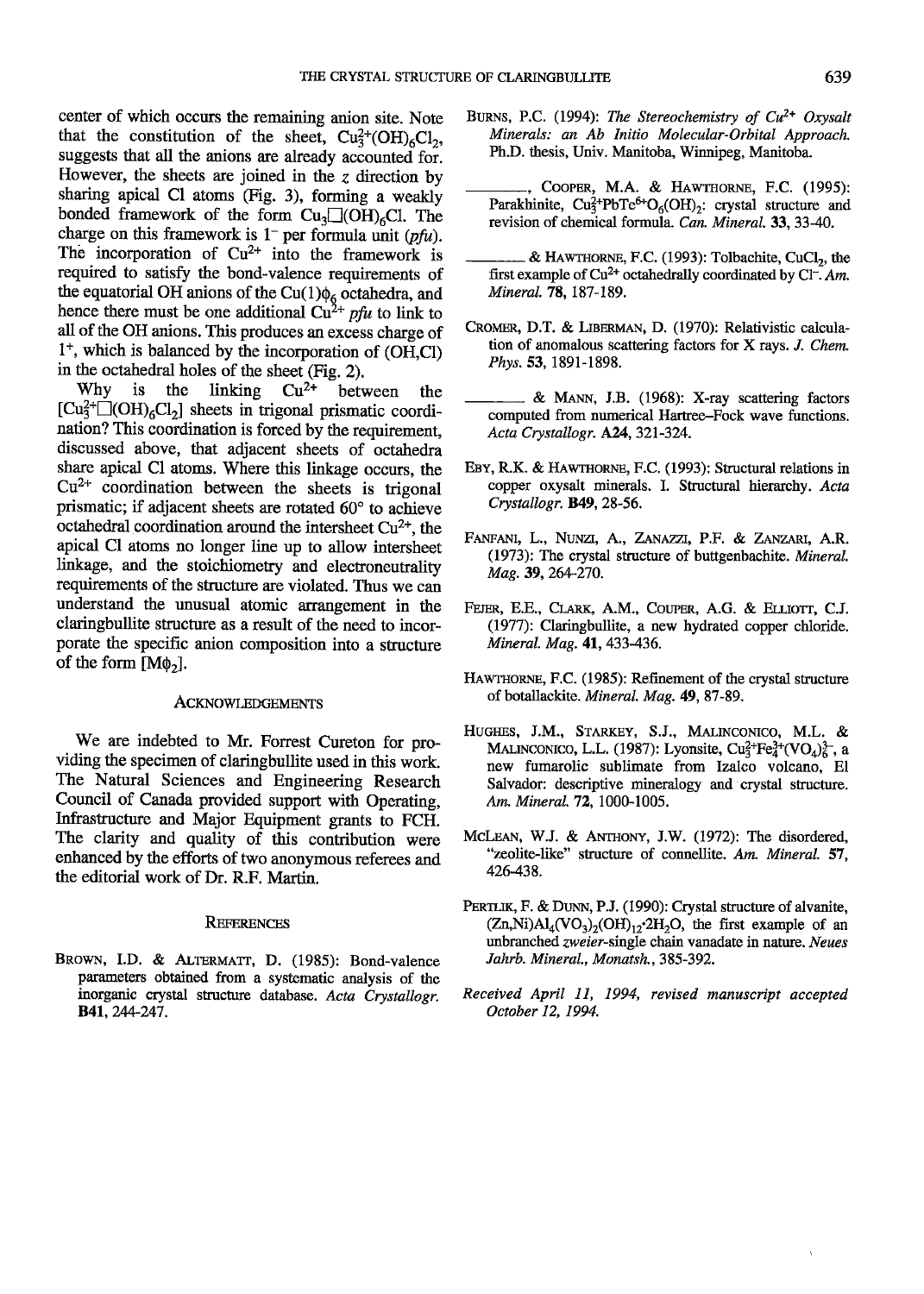center of which occurs the remaining anion site. Note that the constitution of the sheet, $Cu_3^{2+}(OH)_6Cl_2$, suggests that all the anions are already accounted for. However, the sheets are joined in the *z* direction by sharing apical Cl atoms (Fig. 3), forming a weakly bonded framework of the form $Cu_3\square(OH)_6Cl$. The charge on this framework is $1^-$ per formula unit (*pfu*). The incorporation of $Cu^{2+}$ into the framework is required to satisfy the bond-valence requirements of the equatorial OH anions of the Cu(1)$\phi_6$ octahedra, and hence there must be one additional $Cu^{2+}$ *pfu* to link to all of the OH anions. This produces an excess charge of $1^+$, which is balanced by the incorporation of (OH,Cl) in the octahedral holes of the sheet (Fig. 2).

Why is the linking $Cu^{2+}$ between the $[Cu_3^{2+}\square(OH)_6Cl_2]$ sheets in trigonal prismatic coordination? This coordination is forced by the requirement, discussed above, that adjacent sheets of octahedra share apical Cl atoms. Where this linkage occurs, the $Cu^{2+}$ coordination between the sheets is trigonal prismatic; if adjacent sheets are rotated 60° to achieve octahedral coordination around the intersheet $Cu^{2+}$, the apical Cl atoms no longer line up to allow intersheet linkage, and the stoichiometry and electroneutrality requirements of the structure are violated. Thus we can understand the unusual atomic arrangement in the claringbullite structure as a result of the need to incorporate the specific anion composition into a structure of the form $[M\phi_2]$.

## ACKNOWLEDGEMENTS

We are indebted to Mr. Forrest Cureton for providing the specimen of claringbullite used in this work. The Natural Sciences and Engineering Research Council of Canada provided support with Operating, Infrastructure and Major Equipment grants to FCH. The clarity and quality of this contribution were enhanced by the efforts of two anonymous referees and the editorial work of Dr. R.F. Martin.

## REFERENCES

BROWN, I.D. & ALTERMATT, D. (1985): Bond-valence parameters obtained from a systematic analysis of the inorganic crystal structure database. *Acta Crystallogr.* **B41**, 244-247.

BURNS, P.C. (1994): *The Stereochemistry of $Cu^{2+}$ Oxysalt Minerals: an Ab Initio Molecular-Orbital Approach.* Ph.D. thesis, Univ. Manitoba, Winnipeg, Manitoba.

________, COOPER, M.A. & HAWTHORNE, F.C. (1995): Parakhinite, $Cu_3^{2+}PbTe^{6+}O_6(OH)_2$: crystal structure and revision of chemical formula. *Can. Mineral.* **33**, 33-40.

________ & HAWTHORNE, F.C. (1993): Tolbachite, $CuCl_2$, the first example of $Cu^{2+}$ octahedrally coordinated by $Cl^-$. *Am. Mineral.* **78**, 187-189.

CROMER, D.T. & LIBERMAN, D. (1970): Relativistic calculation of anomalous scattering factors for X rays. *J. Chem. Phys.* **53**, 1891-1898.

________ & MANN, J.B. (1968): X-ray scattering factors computed from numerical Hartree–Fock wave functions. *Acta Crystallogr.* **A24**, 321-324.

EBY, R.K. & HAWTHORNE, F.C. (1993): Structural relations in copper oxysalt minerals. I. Structural hierarchy. *Acta Crystallogr.* **B49**, 28-56.

FANFANI, L., NUNZI, A., ZANAZZI, P.F. & ZANZARI, A.R. (1973): The crystal structure of buttgenbachite. *Mineral. Mag.* **39**, 264-270.

FEJER, E.E., CLARK, A.M., COUPER, A.G. & ELLIOTT, C.J. (1977): Claringbullite, a new hydrated copper chloride. *Mineral. Mag.* **41**, 433-436.

HAWTHORNE, F.C. (1985): Refinement of the crystal structure of botallackite. *Mineral. Mag.* **49**, 87-89.

HUGHES, J.M., STARKEY, S.J., MALINCONICO, M.L. & MALINCONICO, L.L. (1987): Lyonsite, $Cu_3^{2+}Fe_4^{3+}(VO_4)_6^{3-}$, a new fumarolic sublimate from Izalco volcano, El Salvador: descriptive mineralogy and crystal structure. *Am. Mineral.* **72**, 1000-1005.

MCLEAN, W.J. & ANTHONY, J.W. (1972): The disordered, "zeolite-like" structure of connellite. *Am. Mineral.* **57**, 426-438.

PERTLIK, F. & DUNN, P.J. (1990): Crystal structure of alvanite, $(Zn,Ni)Al_4(VO_3)_2(OH)_{12}{\cdot}2H_2O$, the first example of an unbranched *zweier*-single chain vanadate in nature. *Neues Jahrb. Mineral., Monatsh.*, 385-392.

*Received April 11, 1994, revised manuscript accepted October 12, 1994.*